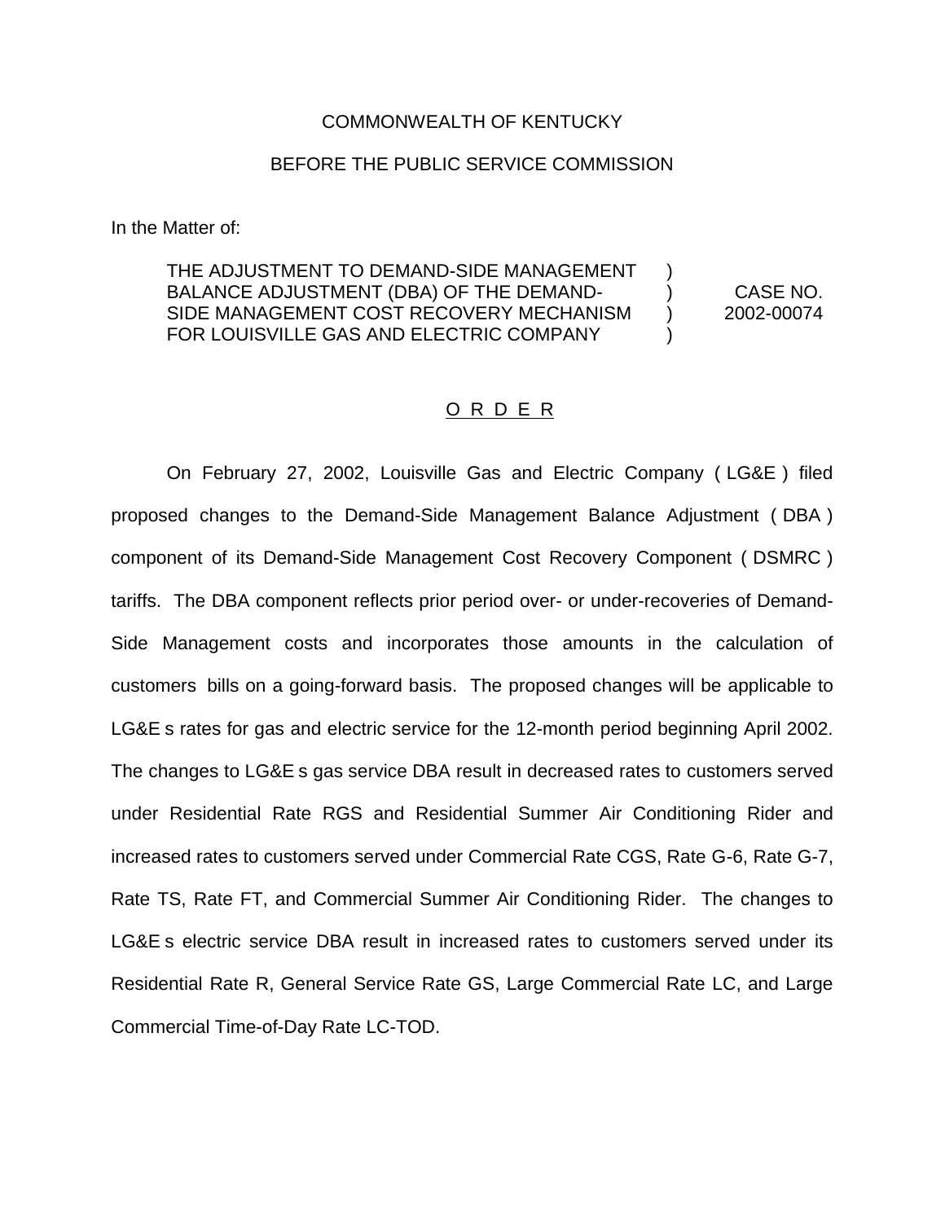COMMONWEALTH OF KENTUCKY

BEFORE THE PUBLIC SERVICE COMMISSION

In the Matter of:

THE ADJUSTMENT TO DEMAND-SIDE MANAGEMENT BALANCE ADJUSTMENT (DBA) OF THE DEMAND-SIDE MANAGEMENT COST RECOVERY MECHANISM FOR LOUISVILLE GAS AND ELECTRIC COMPANY ) CASE NO. 2002-00074

O R D E R

On February 27, 2002, Louisville Gas and Electric Company ( LG&E ) filed proposed changes to the Demand-Side Management Balance Adjustment ( DBA ) component of its Demand-Side Management Cost Recovery Component ( DSMRC ) tariffs. The DBA component reflects prior period over- or under-recoveries of Demand-Side Management costs and incorporates those amounts in the calculation of customers bills on a going-forward basis. The proposed changes will be applicable to LG&E s rates for gas and electric service for the 12-month period beginning April 2002. The changes to LG&E s gas service DBA result in decreased rates to customers served under Residential Rate RGS and Residential Summer Air Conditioning Rider and increased rates to customers served under Commercial Rate CGS, Rate G-6, Rate G-7, Rate TS, Rate FT, and Commercial Summer Air Conditioning Rider. The changes to LG&E s electric service DBA result in increased rates to customers served under its Residential Rate R, General Service Rate GS, Large Commercial Rate LC, and Large Commercial Time-of-Day Rate LC-TOD.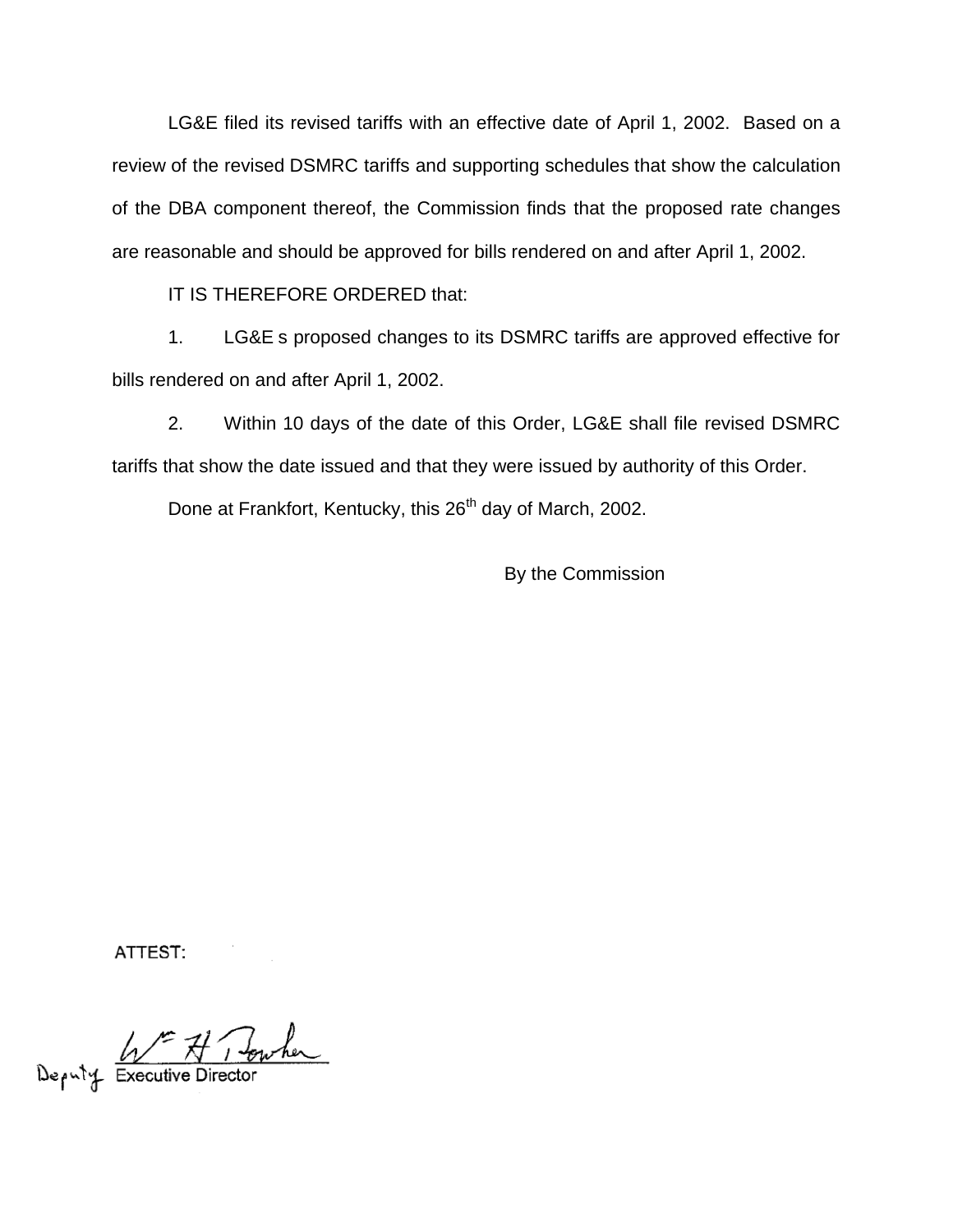LG&E filed its revised tariffs with an effective date of April 1, 2002. Based on a review of the revised DSMRC tariffs and supporting schedules that show the calculation of the DBA component thereof, the Commission finds that the proposed rate changes are reasonable and should be approved for bills rendered on and after April 1, 2002.

IT IS THEREFORE ORDERED that:

1. LG&E s proposed changes to its DSMRC tariffs are approved effective for bills rendered on and after April 1, 2002.

2. Within 10 days of the date of this Order, LG&E shall file revised DSMRC tariffs that show the date issued and that they were issued by authority of this Order.

Done at Frankfort, Kentucky, this 26th day of March, 2002.

By the Commission

ATTEST:

Deputy Executive Director